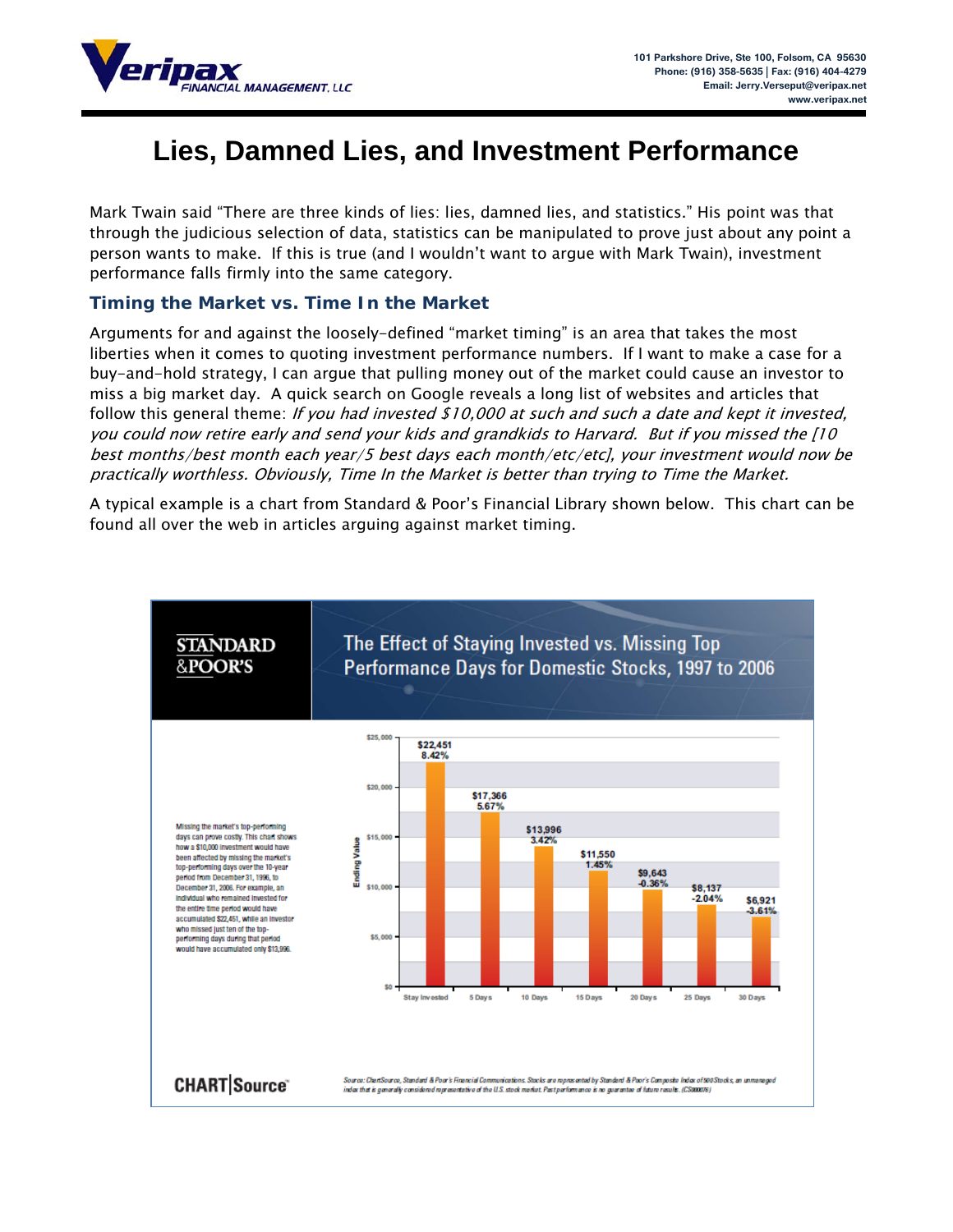**Veripax** FINANCIAL MANAGEMENT, LLC

101 Parkshore Drive, Ste 100, Folsom, CA 95630
Phone: (916) 358-5635 | Fax: (916) 404-4279
Email: Jerry.Verseput@veripax.net
www.veripax.net

# Lies, Damned Lies, and Investment Performance

Mark Twain said "There are three kinds of lies: lies, damned lies, and statistics." His point was that through the judicious selection of data, statistics can be manipulated to prove just about any point a person wants to make. If this is true (and I wouldn't want to argue with Mark Twain), investment performance falls firmly into the same category.

### Timing the Market vs. Time In the Market

Arguments for and against the loosely-defined "market timing" is an area that takes the most liberties when it comes to quoting investment performance numbers. If I want to make a case for a buy-and-hold strategy, I can argue that pulling money out of the market could cause an investor to miss a big market day. A quick search on Google reveals a long list of websites and articles that follow this general theme: *If you had invested $10,000 at such and such a date and kept it invested, you could now retire early and send your kids and grandkids to Harvard. But if you missed the [10 best months/best month each year/5 best days each month/etc/etc], your investment would now be practically worthless. Obviously, Time In the Market is better than trying to Time the Market.*

A typical example is a chart from Standard & Poor's Financial Library shown below. This chart can be found all over the web in articles arguing against market timing.

**STANDARD & POOR'S**

**The Effect of Staying Invested vs. Missing Top Performance Days for Domestic Stocks, 1997 to 2006**

Missing the market's top-performing days can prove costly. This chart shows how a $10,000 investment would have been affected by missing the market's top-performing days over the 10-year period from December 31, 1996, to December 31, 2006. For example, an individual who remained invested for the entire time period would have accumulated $22,451, while an investor who missed just ten of the top-performing days during that period would have accumulated only $13,996.

| | Ending Value | Return |
|---|---|---|
| Stay Invested | $22,451 | 8.42% |
| 5 Days | $17,366 | 5.67% |
| 10 Days | $13,996 | 3.42% |
| 15 Days | $11,550 | 1.45% |
| 20 Days | $9,643 | -0.36% |
| 25 Days | $8,137 | -2.04% |
| 30 Days | $6,921 | -3.61% |

CHART|Source

*Source: ChartSource, Standard & Poor's Financial Communications. Stocks are represented by Standard & Poor's Composite Index of 500 Stocks, an unmanaged index that is generally considered representative of the U.S. stock market. Past performance is no guarantee of future results. (CS000076)*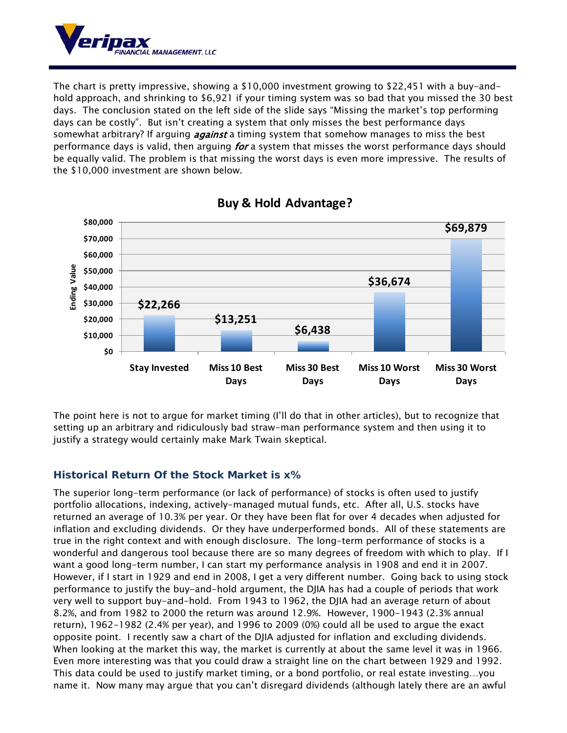The chart is pretty impressive, showing a $10,000 investment growing to $22,451 with a buy-and-hold approach, and shrinking to $6,921 if your timing system was so bad that you missed the 30 best days. The conclusion stated on the left side of the slide says "Missing the market's top performing days can be costly". But isn't creating a system that only misses the best performance days somewhat arbitrary? If arguing ***against*** a timing system that somehow manages to miss the best performance days is valid, then arguing ***for*** a system that misses the worst performance days should be equally valid. The problem is that missing the worst days is even more impressive. The results of the $10,000 investment are shown below.

**Buy & Hold Advantage?**

| | Ending Value |
|---|---|
| Stay Invested | $22,266 |
| Miss 10 Best Days | $13,251 |
| Miss 30 Best Days | $6,438 |
| Miss 10 Worst Days | $36,674 |
| Miss 30 Worst Days | $69,879 |

The point here is not to argue for market timing (I'll do that in other articles), but to recognize that setting up an arbitrary and ridiculously bad straw-man performance system and then using it to justify a strategy would certainly make Mark Twain skeptical.

### Historical Return Of the Stock Market is x%

The superior long-term performance (or lack of performance) of stocks is often used to justify portfolio allocations, indexing, actively-managed mutual funds, etc. After all, U.S. stocks have returned an average of 10.3% per year. Or they have been flat for over 4 decades when adjusted for inflation and excluding dividends. Or they have underperformed bonds. All of these statements are true in the right context and with enough disclosure. The long-term performance of stocks is a wonderful and dangerous tool because there are so many degrees of freedom with which to play. If I want a good long-term number, I can start my performance analysis in 1908 and end it in 2007. However, if I start in 1929 and end in 2008, I get a very different number. Going back to using stock performance to justify the buy-and-hold argument, the DJIA has had a couple of periods that work very well to support buy-and-hold. From 1943 to 1962, the DJIA had an average return of about 8.2%, and from 1982 to 2000 the return was around 12.9%. However, 1900-1943 (2.3% annual return), 1962-1982 (2.4% per year), and 1996 to 2009 (0%) could all be used to argue the exact opposite point. I recently saw a chart of the DJIA adjusted for inflation and excluding dividends. When looking at the market this way, the market is currently at about the same level it was in 1966. Even more interesting was that you could draw a straight line on the chart between 1929 and 1992. This data could be used to justify market timing, or a bond portfolio, or real estate investing…you name it. Now many may argue that you can't disregard dividends (although lately there are an awful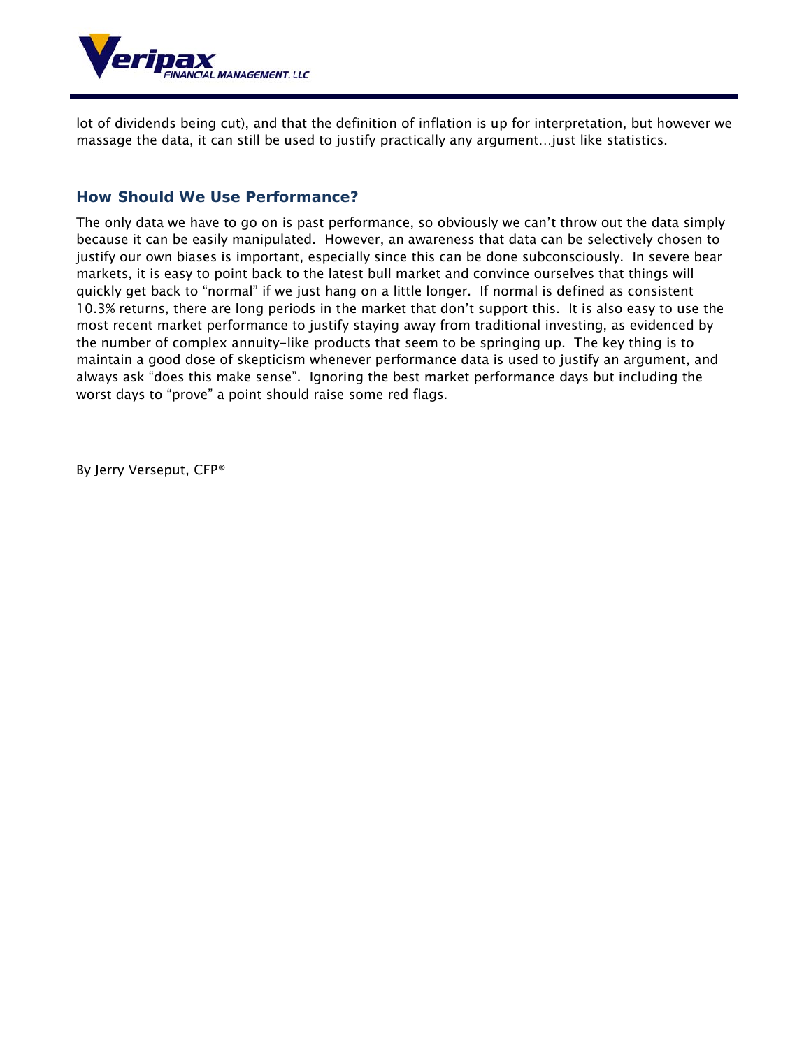lot of dividends being cut), and that the definition of inflation is up for interpretation, but however we massage the data, it can still be used to justify practically any argument…just like statistics.

## How Should We Use Performance?

The only data we have to go on is past performance, so obviously we can't throw out the data simply because it can be easily manipulated. However, an awareness that data can be selectively chosen to justify our own biases is important, especially since this can be done subconsciously. In severe bear markets, it is easy to point back to the latest bull market and convince ourselves that things will quickly get back to "normal" if we just hang on a little longer. If normal is defined as consistent 10.3% returns, there are long periods in the market that don't support this. It is also easy to use the most recent market performance to justify staying away from traditional investing, as evidenced by the number of complex annuity-like products that seem to be springing up. The key thing is to maintain a good dose of skepticism whenever performance data is used to justify an argument, and always ask "does this make sense". Ignoring the best market performance days but including the worst days to "prove" a point should raise some red flags.

By Jerry Verseput, CFP®